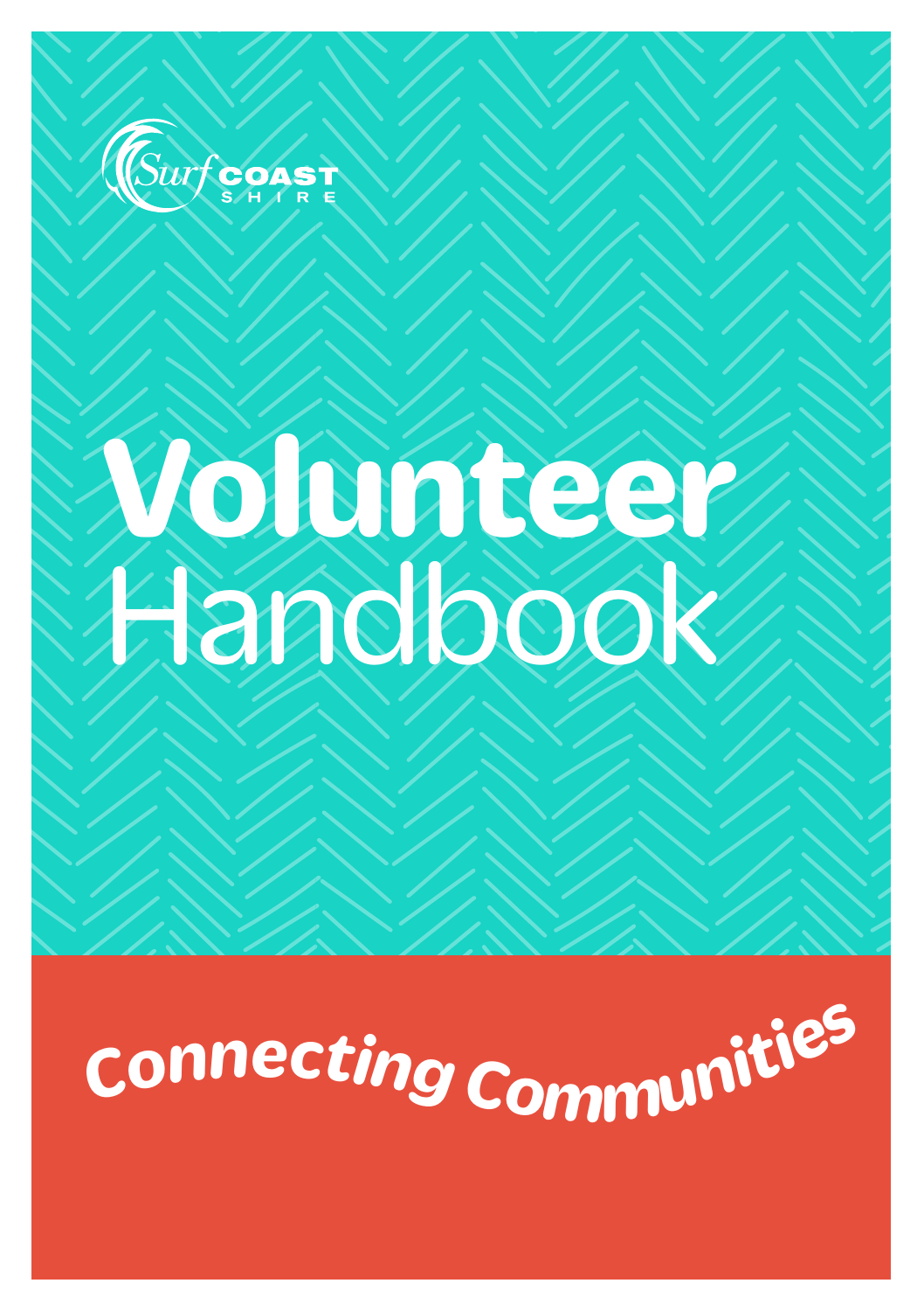Surf Coast Shire

# Volunteer Handbook

## Connecting Communities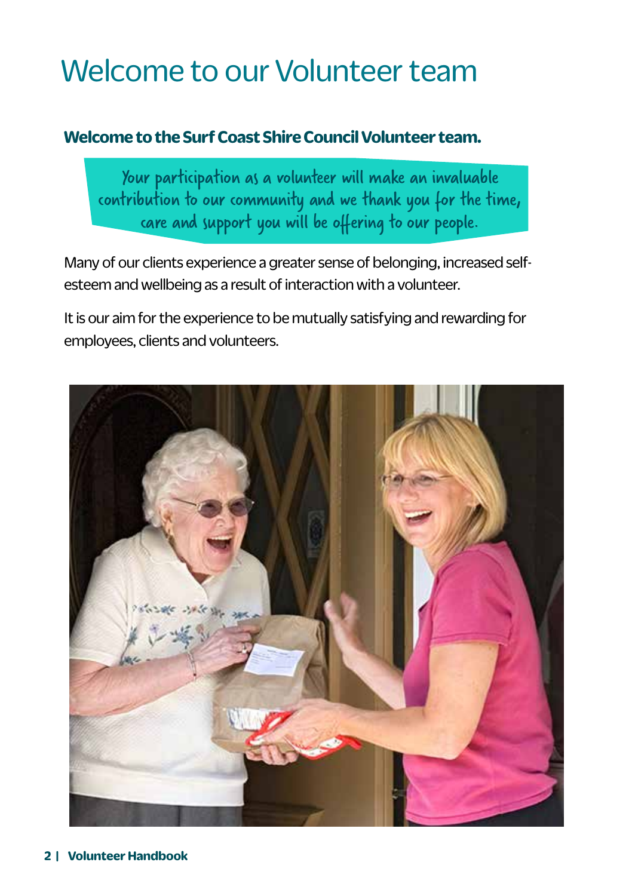# Welcome to our Volunteer team

**Welcome to the Surf Coast Shire Council Volunteer team.**

> Your participation as a volunteer will make an invaluable contribution to our community and we thank you for the time, care and support you will be offering to our people.

Many of our clients experience a greater sense of belonging, increased self-esteem and wellbeing as a result of interaction with a volunteer.

It is our aim for the experience to be mutually satisfying and rewarding for employees, clients and volunteers.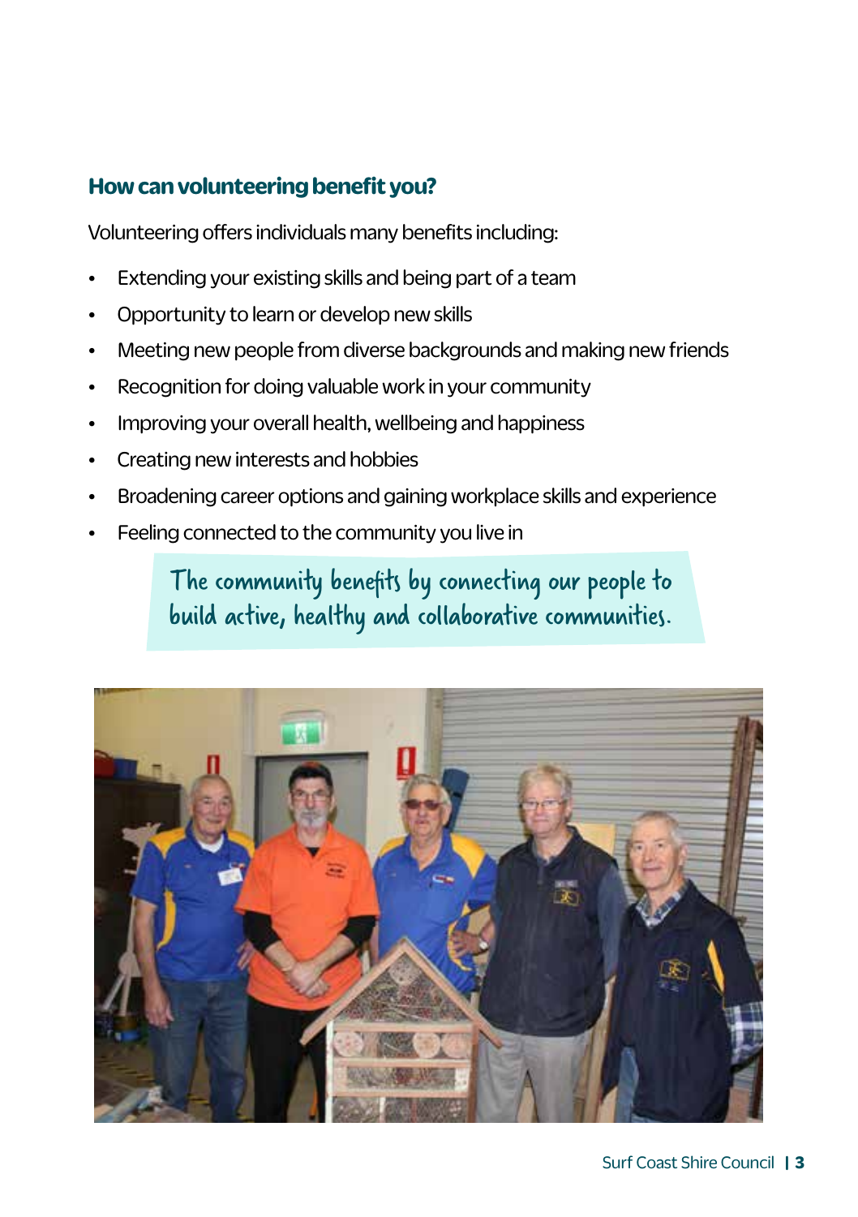## How can volunteering benefit you?

Volunteering offers individuals many benefits including:

- Extending your existing skills and being part of a team
- Opportunity to learn or develop new skills
- Meeting new people from diverse backgrounds and making new friends
- Recognition for doing valuable work in your community
- Improving your overall health, wellbeing and happiness
- Creating new interests and hobbies
- Broadening career options and gaining workplace skills and experience
- Feeling connected to the community you live in

> The community benefits by connecting our people to build active, healthy and collaborative communities.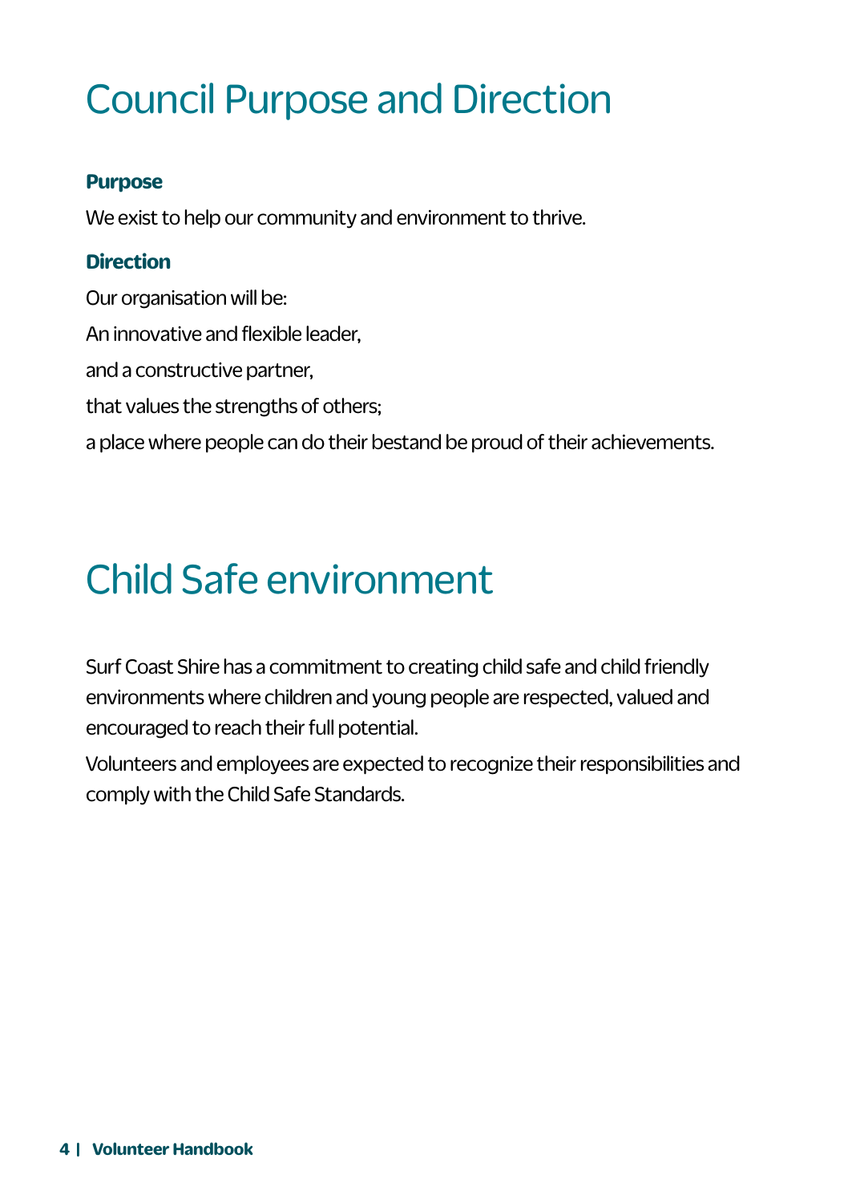# Council Purpose and Direction

### Purpose

We exist to help our community and environment to thrive.

### Direction

Our organisation will be:

An innovative and flexible leader,

and a constructive partner,

that values the strengths of others;

a place where people can do their bestand be proud of their achievements.

# Child Safe environment

Surf Coast Shire has a commitment to creating child safe and child friendly environments where children and young people are respected, valued and encouraged to reach their full potential.

Volunteers and employees are expected to recognize their responsibilities and comply with the Child Safe Standards.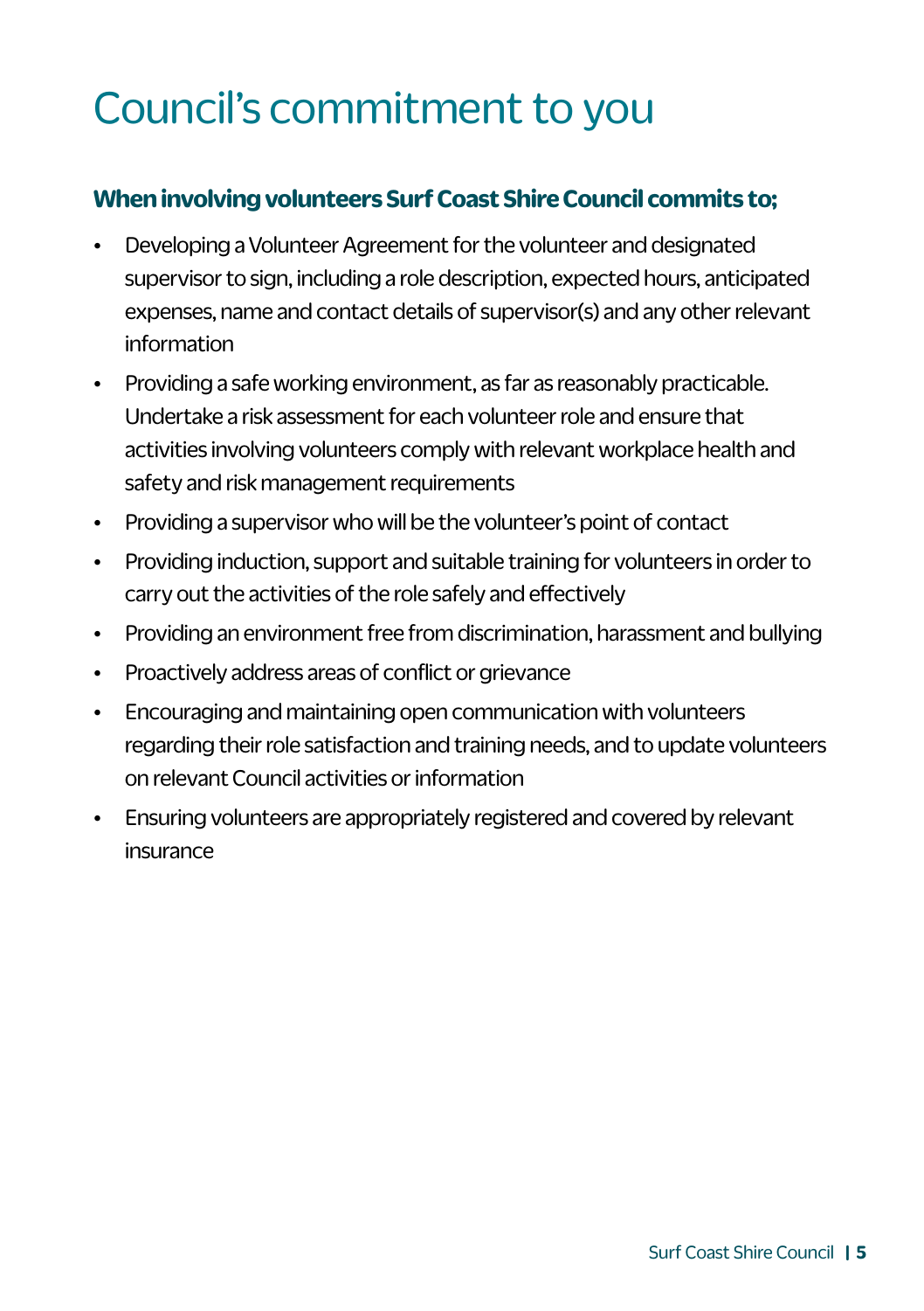# Council's commitment to you

**When involving volunteers Surf Coast Shire Council commits to;**

- Developing a Volunteer Agreement for the volunteer and designated supervisor to sign, including a role description, expected hours, anticipated expenses, name and contact details of supervisor(s) and any other relevant information
- Providing a safe working environment, as far as reasonably practicable. Undertake a risk assessment for each volunteer role and ensure that activities involving volunteers comply with relevant workplace health and safety and risk management requirements
- Providing a supervisor who will be the volunteer's point of contact
- Providing induction, support and suitable training for volunteers in order to carry out the activities of the role safely and effectively
- Providing an environment free from discrimination, harassment and bullying
- Proactively address areas of conflict or grievance
- Encouraging and maintaining open communication with volunteers regarding their role satisfaction and training needs, and to update volunteers on relevant Council activities or information
- Ensuring volunteers are appropriately registered and covered by relevant insurance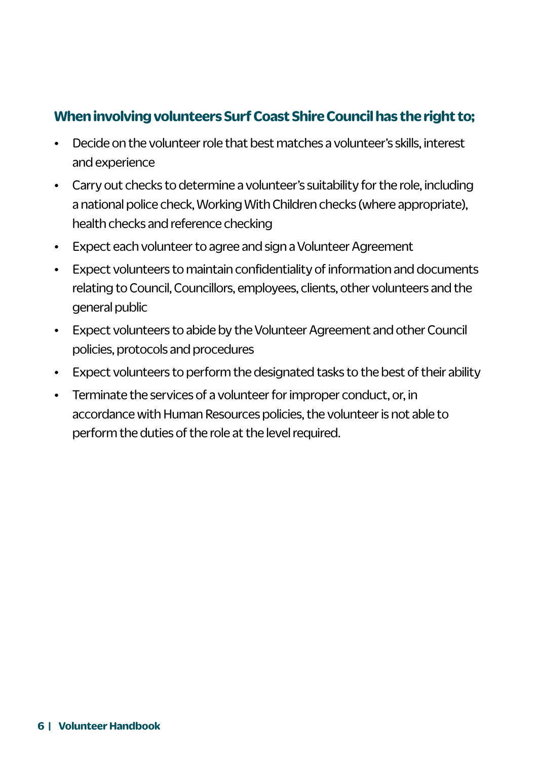## When involving volunteers Surf Coast Shire Council has the right to;

- Decide on the volunteer role that best matches a volunteer's skills, interest and experience
- Carry out checks to determine a volunteer's suitability for the role, including a national police check, Working With Children checks (where appropriate), health checks and reference checking
- Expect each volunteer to agree and sign a Volunteer Agreement
- Expect volunteers to maintain confidentiality of information and documents relating to Council, Councillors, employees, clients, other volunteers and the general public
- Expect volunteers to abide by the Volunteer Agreement and other Council policies, protocols and procedures
- Expect volunteers to perform the designated tasks to the best of their ability
- Terminate the services of a volunteer for improper conduct, or, in accordance with Human Resources policies, the volunteer is not able to perform the duties of the role at the level required.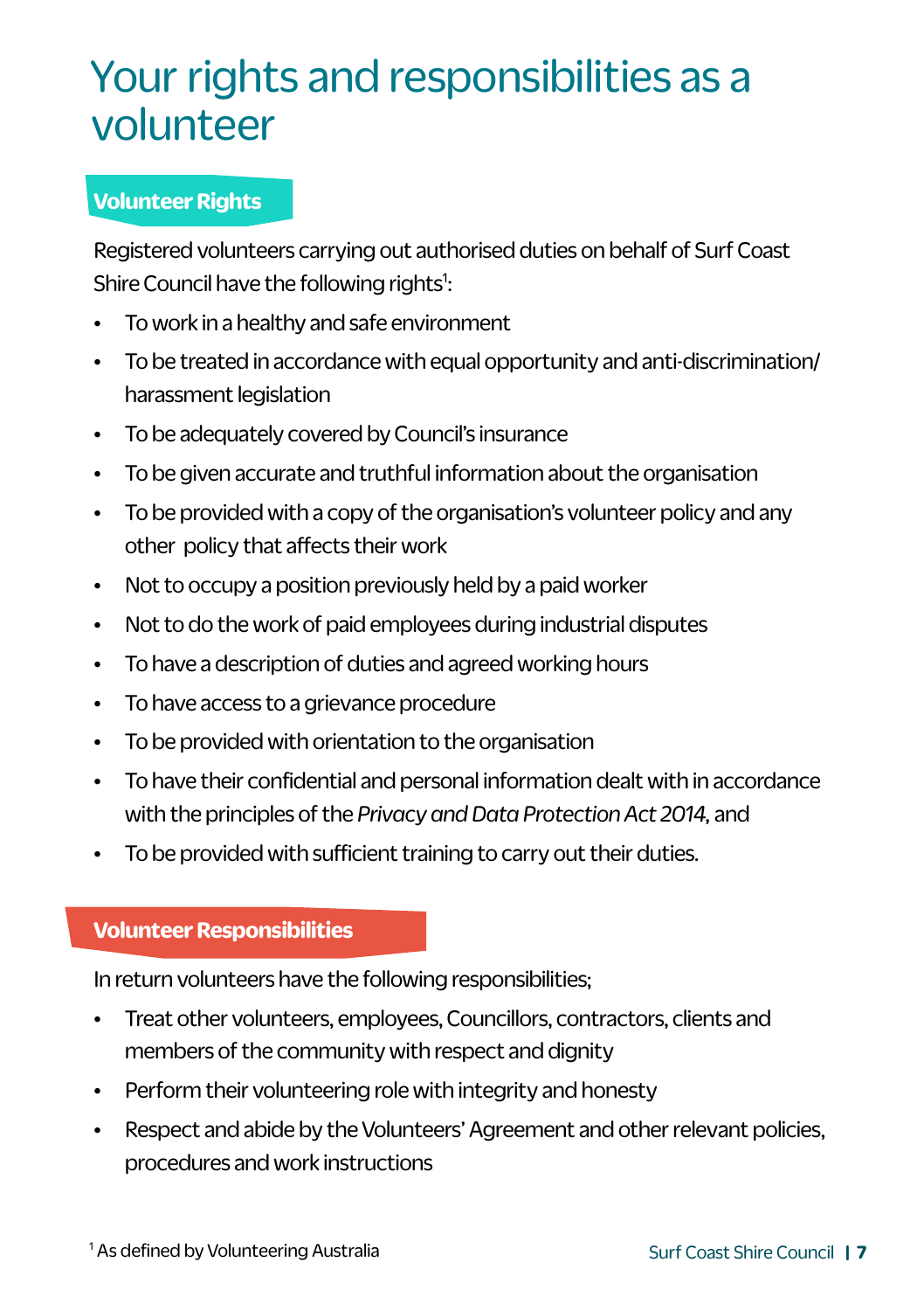# Your rights and responsibilities as a volunteer

## Volunteer Rights

Registered volunteers carrying out authorised duties on behalf of Surf Coast Shire Council have the following rights[1]:

- To work in a healthy and safe environment
- To be treated in accordance with equal opportunity and anti-discrimination/ harassment legislation
- To be adequately covered by Council's insurance
- To be given accurate and truthful information about the organisation
- To be provided with a copy of the organisation's volunteer policy and any other policy that affects their work
- Not to occupy a position previously held by a paid worker
- Not to do the work of paid employees during industrial disputes
- To have a description of duties and agreed working hours
- To have access to a grievance procedure
- To be provided with orientation to the organisation
- To have their confidential and personal information dealt with in accordance with the principles of the *Privacy and Data Protection Act 2014*, and
- To be provided with sufficient training to carry out their duties.

## Volunteer Responsibilities

In return volunteers have the following responsibilities;

- Treat other volunteers, employees, Councillors, contractors, clients and members of the community with respect and dignity
- Perform their volunteering role with integrity and honesty
- Respect and abide by the Volunteers' Agreement and other relevant policies, procedures and work instructions

[1] As defined by Volunteering Australia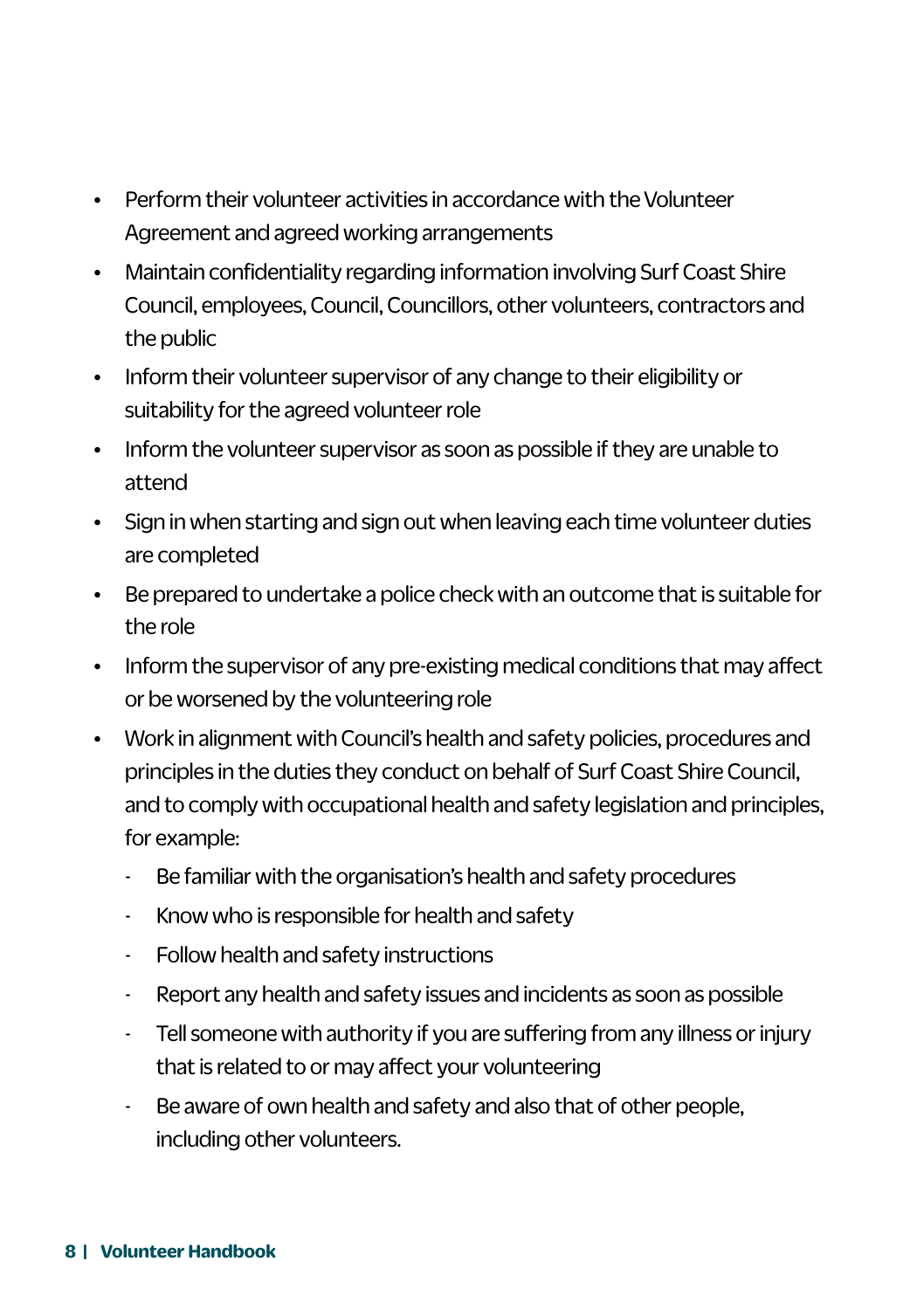- Perform their volunteer activities in accordance with the Volunteer Agreement and agreed working arrangements
- Maintain confidentiality regarding information involving Surf Coast Shire Council, employees, Council, Councillors, other volunteers, contractors and the public
- Inform their volunteer supervisor of any change to their eligibility or suitability for the agreed volunteer role
- Inform the volunteer supervisor as soon as possible if they are unable to attend
- Sign in when starting and sign out when leaving each time volunteer duties are completed
- Be prepared to undertake a police check with an outcome that is suitable for the role
- Inform the supervisor of any pre-existing medical conditions that may affect or be worsened by the volunteering role
- Work in alignment with Council's health and safety policies, procedures and principles in the duties they conduct on behalf of Surf Coast Shire Council, and to comply with occupational health and safety legislation and principles, for example:
  - Be familiar with the organisation's health and safety procedures
  - Know who is responsible for health and safety
  - Follow health and safety instructions
  - Report any health and safety issues and incidents as soon as possible
  - Tell someone with authority if you are suffering from any illness or injury that is related to or may affect your volunteering
  - Be aware of own health and safety and also that of other people, including other volunteers.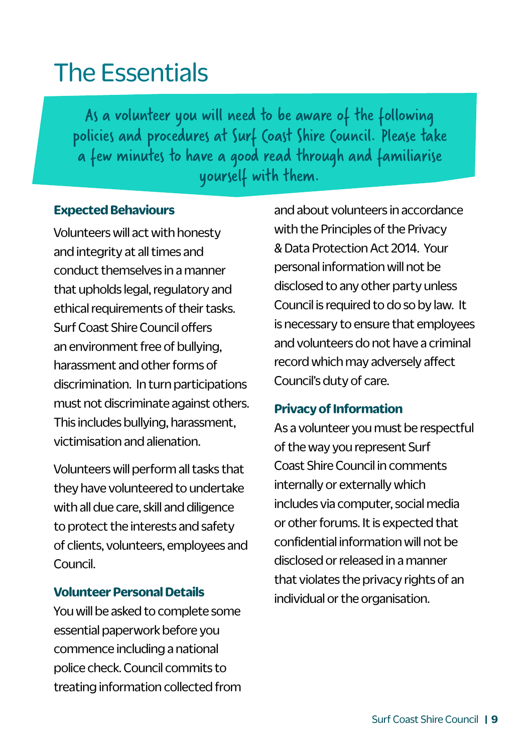# The Essentials

As a volunteer you will need to be aware of the following policies and procedures at Surf Coast Shire Council. Please take a few minutes to have a good read through and familiarise yourself with them.

### Expected Behaviours

Volunteers will act with honesty and integrity at all times and conduct themselves in a manner that upholds legal, regulatory and ethical requirements of their tasks. Surf Coast Shire Council offers an environment free of bullying, harassment and other forms of discrimination. In turn participations must not discriminate against others. This includes bullying, harassment, victimisation and alienation.

Volunteers will perform all tasks that they have volunteered to undertake with all due care, skill and diligence to protect the interests and safety of clients, volunteers, employees and Council.

### Volunteer Personal Details

You will be asked to complete some essential paperwork before you commence including a national police check. Council commits to treating information collected from and about volunteers in accordance with the Principles of the Privacy & Data Protection Act 2014. Your personal information will not be disclosed to any other party unless Council is required to do so by law. It is necessary to ensure that employees and volunteers do not have a criminal record which may adversely affect Council's duty of care.

### Privacy of Information

As a volunteer you must be respectful of the way you represent Surf Coast Shire Council in comments internally or externally which includes via computer, social media or other forums. It is expected that confidential information will not be disclosed or released in a manner that violates the privacy rights of an individual or the organisation.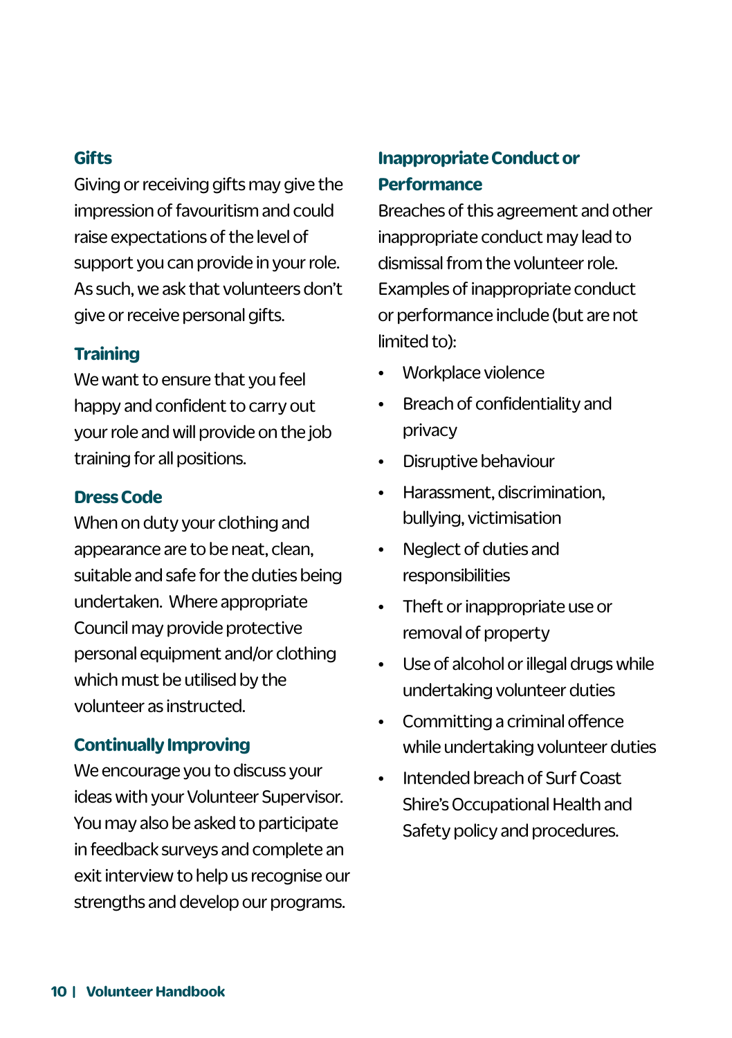## Gifts

Giving or receiving gifts may give the impression of favouritism and could raise expectations of the level of support you can provide in your role. As such, we ask that volunteers don't give or receive personal gifts.

## Training

We want to ensure that you feel happy and confident to carry out your role and will provide on the job training for all positions.

## Dress Code

When on duty your clothing and appearance are to be neat, clean, suitable and safe for the duties being undertaken. Where appropriate Council may provide protective personal equipment and/or clothing which must be utilised by the volunteer as instructed.

## Continually Improving

We encourage you to discuss your ideas with your Volunteer Supervisor. You may also be asked to participate in feedback surveys and complete an exit interview to help us recognise our strengths and develop our programs.

## Inappropriate Conduct or Performance

Breaches of this agreement and other inappropriate conduct may lead to dismissal from the volunteer role. Examples of inappropriate conduct or performance include (but are not limited to):

- Workplace violence
- Breach of confidentiality and privacy
- Disruptive behaviour
- Harassment, discrimination, bullying, victimisation
- Neglect of duties and responsibilities
- Theft or inappropriate use or removal of property
- Use of alcohol or illegal drugs while undertaking volunteer duties
- Committing a criminal offence while undertaking volunteer duties
- Intended breach of Surf Coast Shire's Occupational Health and Safety policy and procedures.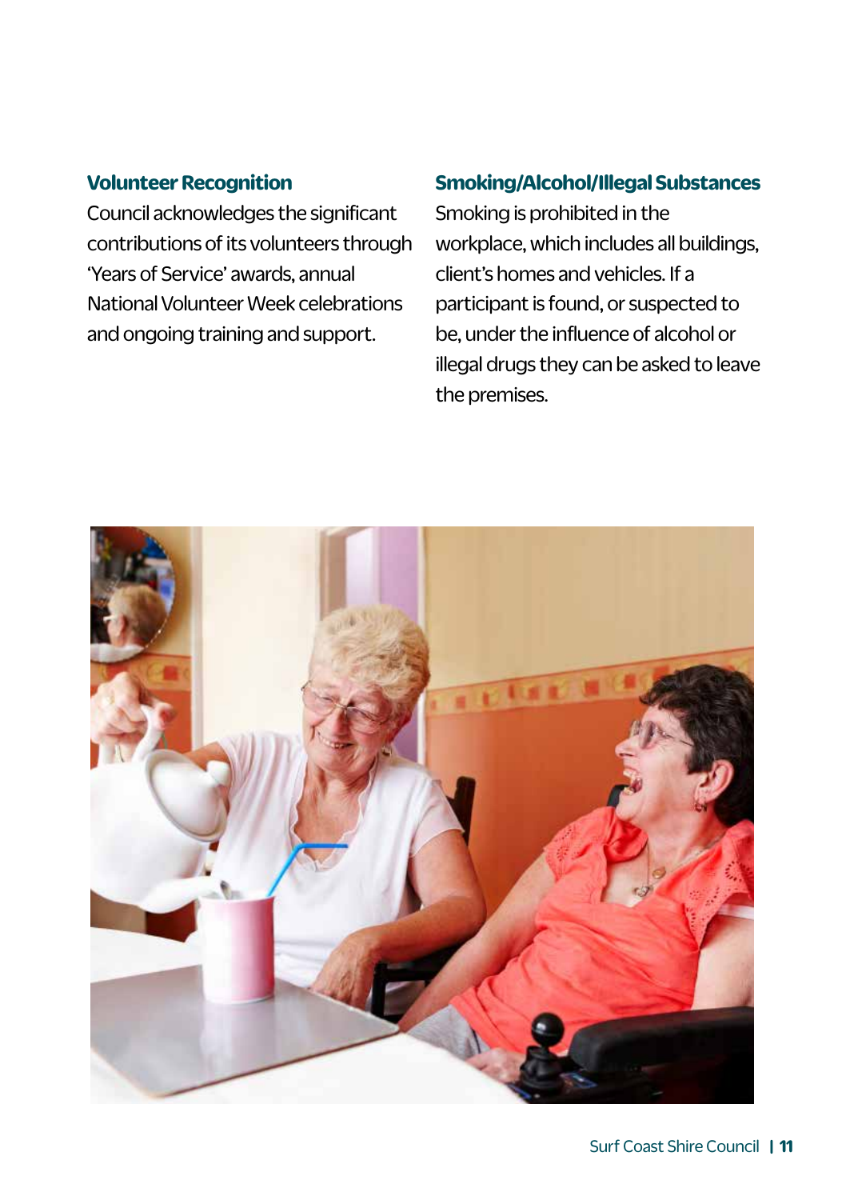### Volunteer Recognition

Council acknowledges the significant contributions of its volunteers through 'Years of Service' awards, annual National Volunteer Week celebrations and ongoing training and support.

### Smoking/Alcohol/Illegal Substances

Smoking is prohibited in the workplace, which includes all buildings, client's homes and vehicles. If a participant is found, or suspected to be, under the influence of alcohol or illegal drugs they can be asked to leave the premises.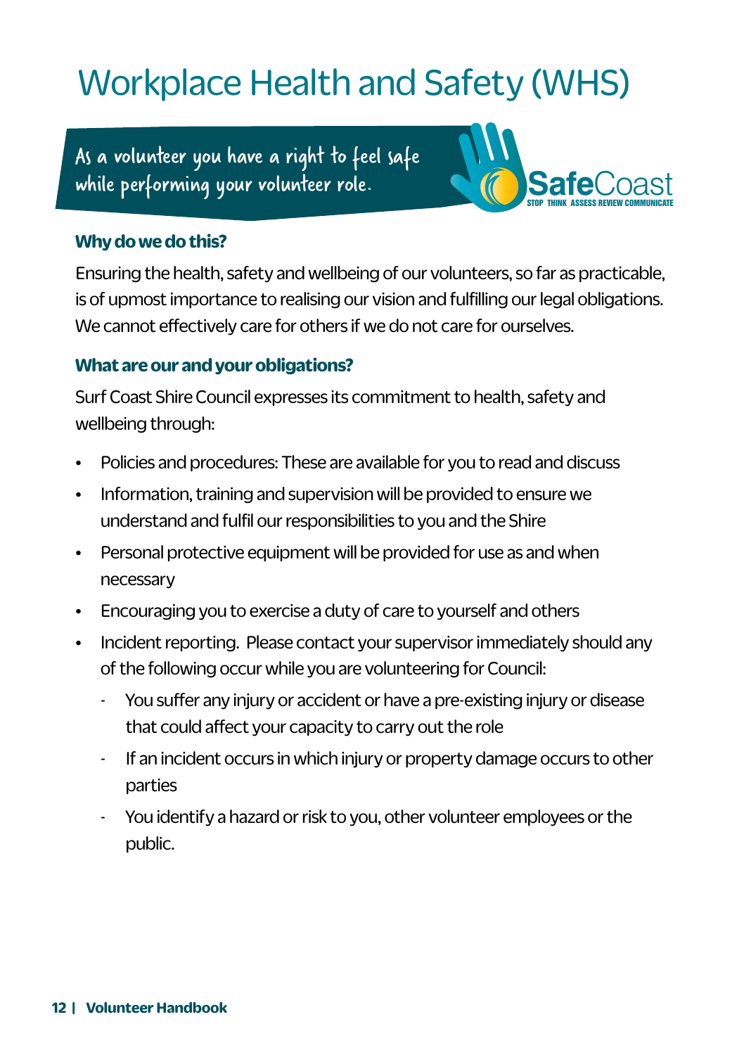# Workplace Health and Safety (WHS)

*As a volunteer you have a right to feel safe while performing your volunteer role.*

SafeCoast
STOP THINK ASSESS REVIEW COMMUNICATE

### Why do we do this?

Ensuring the health, safety and wellbeing of our volunteers, so far as practicable, is of upmost importance to realising our vision and fulfilling our legal obligations. We cannot effectively care for others if we do not care for ourselves.

### What are our and your obligations?

Surf Coast Shire Council expresses its commitment to health, safety and wellbeing through:

- Policies and procedures: These are available for you to read and discuss
- Information, training and supervision will be provided to ensure we understand and fulfil our responsibilities to you and the Shire
- Personal protective equipment will be provided for use as and when necessary
- Encouraging you to exercise a duty of care to yourself and others
- Incident reporting. Please contact your supervisor immediately should any of the following occur while you are volunteering for Council:
  - You suffer any injury or accident or have a pre-existing injury or disease that could affect your capacity to carry out the role
  - If an incident occurs in which injury or property damage occurs to other parties
  - You identify a hazard or risk to you, other volunteer employees or the public.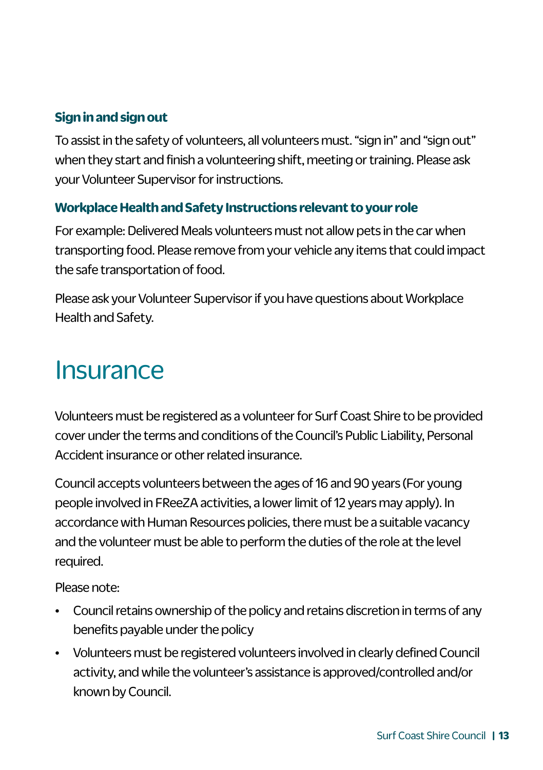### Sign in and sign out

To assist in the safety of volunteers, all volunteers must. “sign in” and “sign out” when they start and finish a volunteering shift, meeting or training. Please ask your Volunteer Supervisor for instructions.

### Workplace Health and Safety Instructions relevant to your role

For example: Delivered Meals volunteers must not allow pets in the car when transporting food. Please remove from your vehicle any items that could impact the safe transportation of food.

Please ask your Volunteer Supervisor if you have questions about Workplace Health and Safety.

# Insurance

Volunteers must be registered as a volunteer for Surf Coast Shire to be provided cover under the terms and conditions of the Council’s Public Liability, Personal Accident insurance or other related insurance.

Council accepts volunteers between the ages of 16 and 90 years (For young people involved in FReeZA activities, a lower limit of 12 years may apply). In accordance with Human Resources policies, there must be a suitable vacancy and the volunteer must be able to perform the duties of the role at the level required.

Please note:

- Council retains ownership of the policy and retains discretion in terms of any benefits payable under the policy
- Volunteers must be registered volunteers involved in clearly defined Council activity, and while the volunteer’s assistance is approved/controlled and/or known by Council.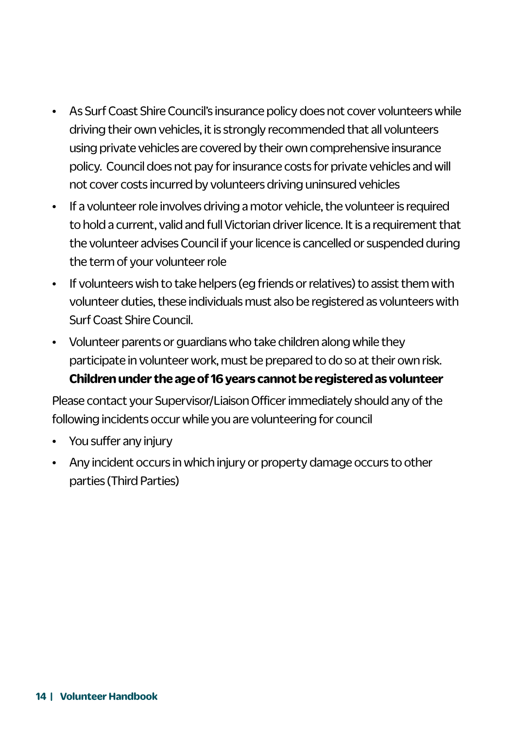- As Surf Coast Shire Council's insurance policy does not cover volunteers while driving their own vehicles, it is strongly recommended that all volunteers using private vehicles are covered by their own comprehensive insurance policy. Council does not pay for insurance costs for private vehicles and will not cover costs incurred by volunteers driving uninsured vehicles
- If a volunteer role involves driving a motor vehicle, the volunteer is required to hold a current, valid and full Victorian driver licence. It is a requirement that the volunteer advises Council if your licence is cancelled or suspended during the term of your volunteer role
- If volunteers wish to take helpers (eg friends or relatives) to assist them with volunteer duties, these individuals must also be registered as volunteers with Surf Coast Shire Council.
- Volunteer parents or guardians who take children along while they participate in volunteer work, must be prepared to do so at their own risk. **Children under the age of 16 years cannot be registered as volunteer**

Please contact your Supervisor/Liaison Officer immediately should any of the following incidents occur while you are volunteering for council

- You suffer any injury
- Any incident occurs in which injury or property damage occurs to other parties (Third Parties)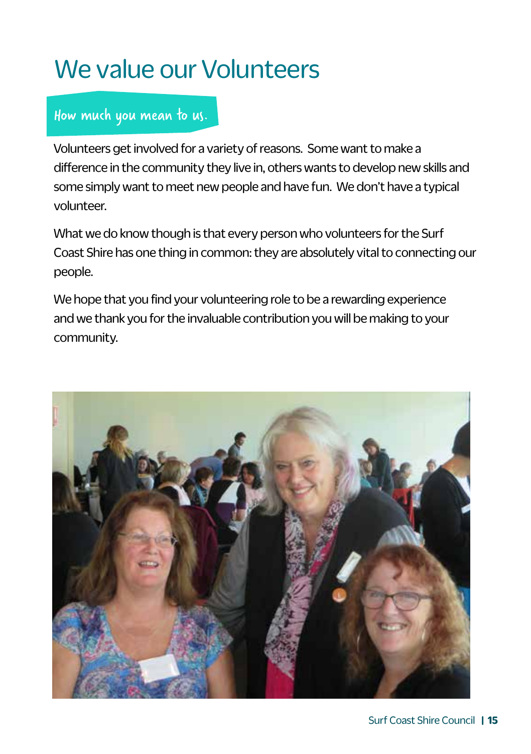# We value our Volunteers

## How much you mean to us.

Volunteers get involved for a variety of reasons. Some want to make a difference in the community they live in, others wants to develop new skills and some simply want to meet new people and have fun. We don't have a typical volunteer.

What we do know though is that every person who volunteers for the Surf Coast Shire has one thing in common: they are absolutely vital to connecting our people.

We hope that you find your volunteering role to be a rewarding experience and we thank you for the invaluable contribution you will be making to your community.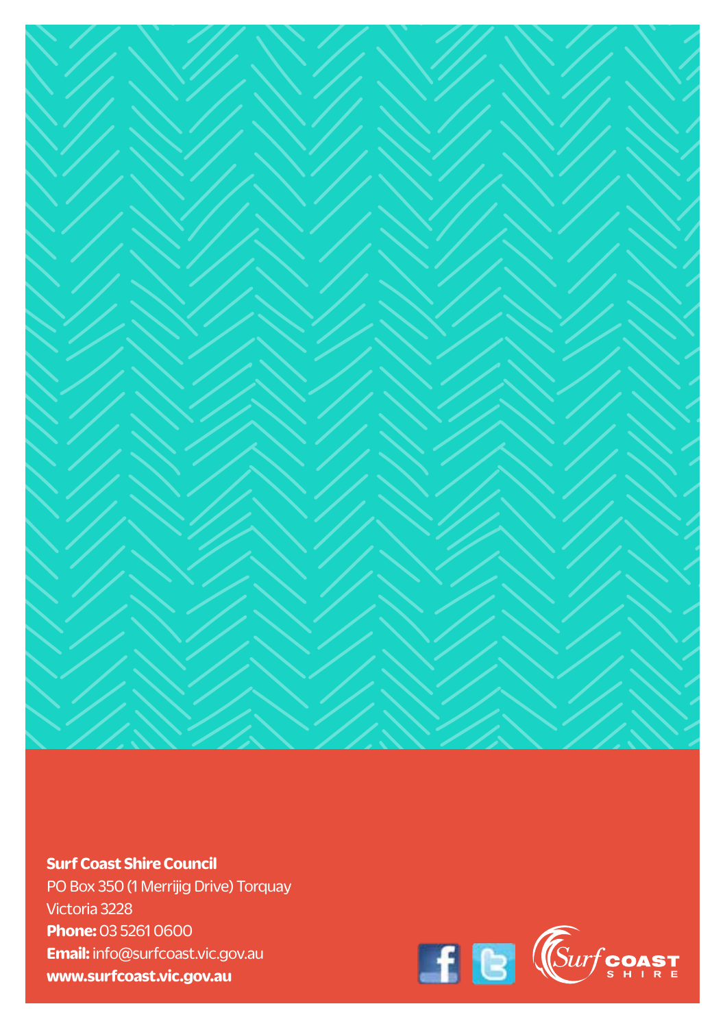**Surf Coast Shire Council**
PO Box 350 (1 Merrijig Drive) Torquay
Victoria 3228
**Phone:** 03 5261 0600
**Email:** info@surfcoast.vic.gov.au
**www.surfcoast.vic.gov.au**